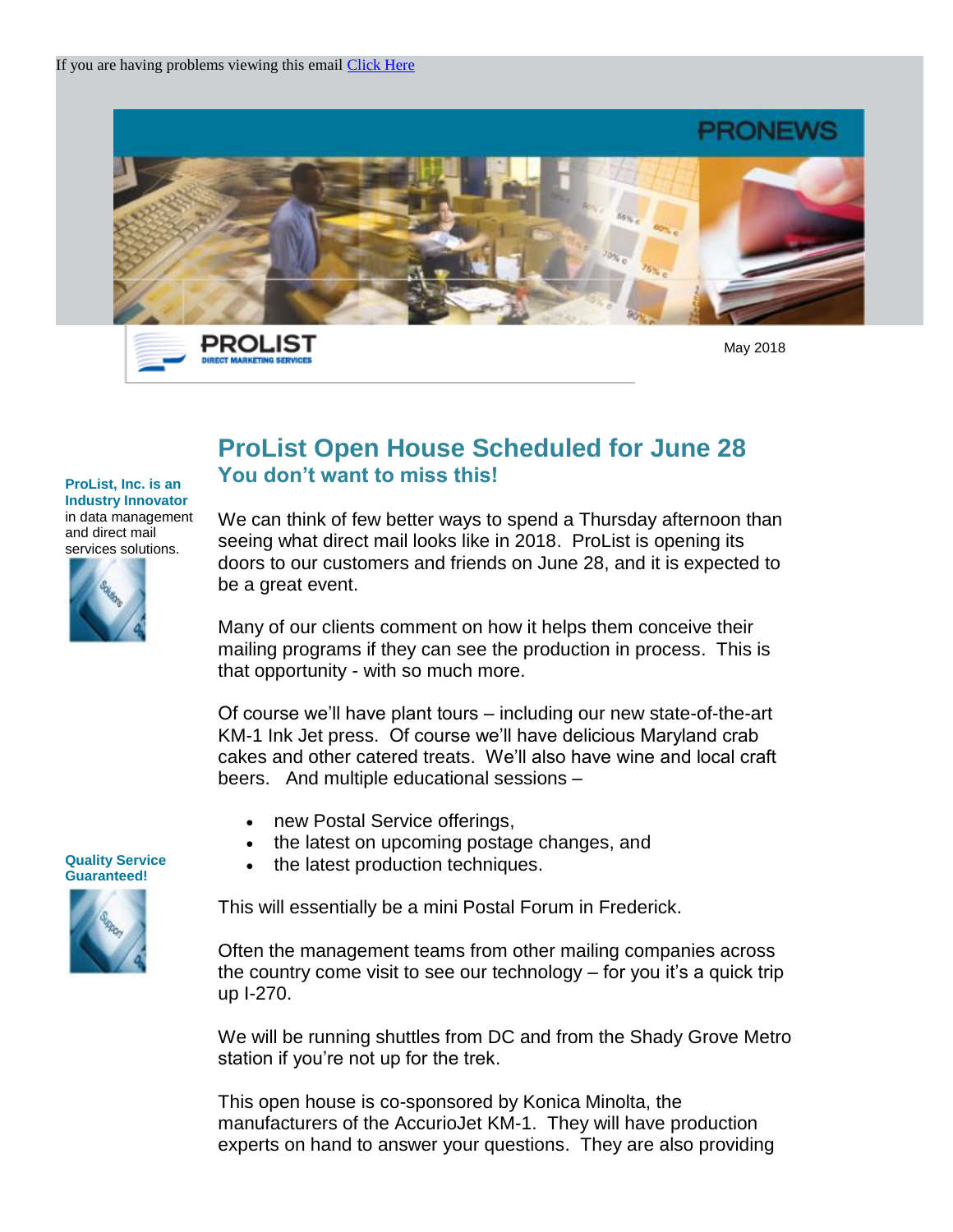If you are having problems viewing this email [Click Here]

PRONEWS

PROLIST
DIRECT MARKETING SERVICES

May 2018

**ProList, Inc. is an Industry Innovator** in data management and direct mail services solutions.

**Quality Service Guaranteed!**

## ProList Open House Scheduled for June 28

### You don't want to miss this!

We can think of few better ways to spend a Thursday afternoon than seeing what direct mail looks like in 2018. ProList is opening its doors to our customers and friends on June 28, and it is expected to be a great event.

Many of our clients comment on how it helps them conceive their mailing programs if they can see the production in process. This is that opportunity - with so much more.

Of course we'll have plant tours – including our new state-of-the-art KM-1 Ink Jet press. Of course we'll have delicious Maryland crab cakes and other catered treats. We'll also have wine and local craft beers. And multiple educational sessions –

- new Postal Service offerings,
- the latest on upcoming postage changes, and
- the latest production techniques.

This will essentially be a mini Postal Forum in Frederick.

Often the management teams from other mailing companies across the country come visit to see our technology – for you it's a quick trip up I-270.

We will be running shuttles from DC and from the Shady Grove Metro station if you're not up for the trek.

This open house is co-sponsored by Konica Minolta, the manufacturers of the AccurioJet KM-1. They will have production experts on hand to answer your questions. They are also providing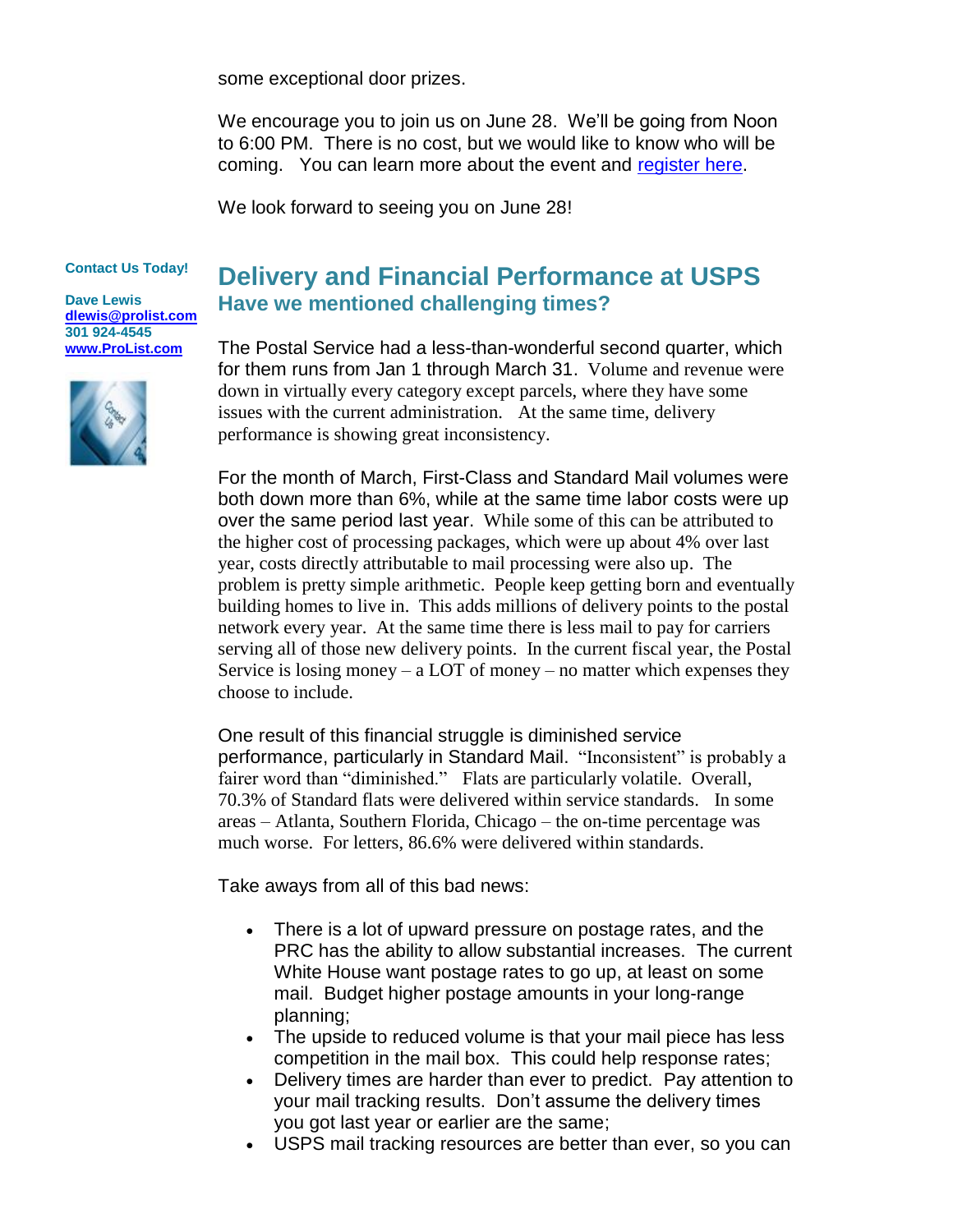some exceptional door prizes.

We encourage you to join us on June 28. We'll be going from Noon to 6:00 PM. There is no cost, but we would like to know who will be coming. You can learn more about the event and [register here](#).

We look forward to seeing you on June 28!

**Contact Us Today!**

**Dave Lewis**
**[dlewis@prolist.com](mailto:dlewis@prolist.com)**
**301 924-4545**
**[www.ProList.com](http://www.ProList.com)**

## Delivery and Financial Performance at USPS

### Have we mentioned challenging times?

The Postal Service had a less-than-wonderful second quarter, which for them runs from Jan 1 through March 31. Volume and revenue were down in virtually every category except parcels, where they have some issues with the current administration. At the same time, delivery performance is showing great inconsistency.

For the month of March, First-Class and Standard Mail volumes were both down more than 6%, while at the same time labor costs were up over the same period last year. While some of this can be attributed to the higher cost of processing packages, which were up about 4% over last year, costs directly attributable to mail processing were also up. The problem is pretty simple arithmetic. People keep getting born and eventually building homes to live in. This adds millions of delivery points to the postal network every year. At the same time there is less mail to pay for carriers serving all of those new delivery points. In the current fiscal year, the Postal Service is losing money – a LOT of money – no matter which expenses they choose to include.

One result of this financial struggle is diminished service performance, particularly in Standard Mail. "Inconsistent" is probably a fairer word than "diminished." Flats are particularly volatile. Overall, 70.3% of Standard flats were delivered within service standards. In some areas – Atlanta, Southern Florida, Chicago – the on-time percentage was much worse. For letters, 86.6% were delivered within standards.

Take aways from all of this bad news:

- There is a lot of upward pressure on postage rates, and the PRC has the ability to allow substantial increases. The current White House want postage rates to go up, at least on some mail. Budget higher postage amounts in your long-range planning;
- The upside to reduced volume is that your mail piece has less competition in the mail box. This could help response rates;
- Delivery times are harder than ever to predict. Pay attention to your mail tracking results. Don't assume the delivery times you got last year or earlier are the same;
- USPS mail tracking resources are better than ever, so you can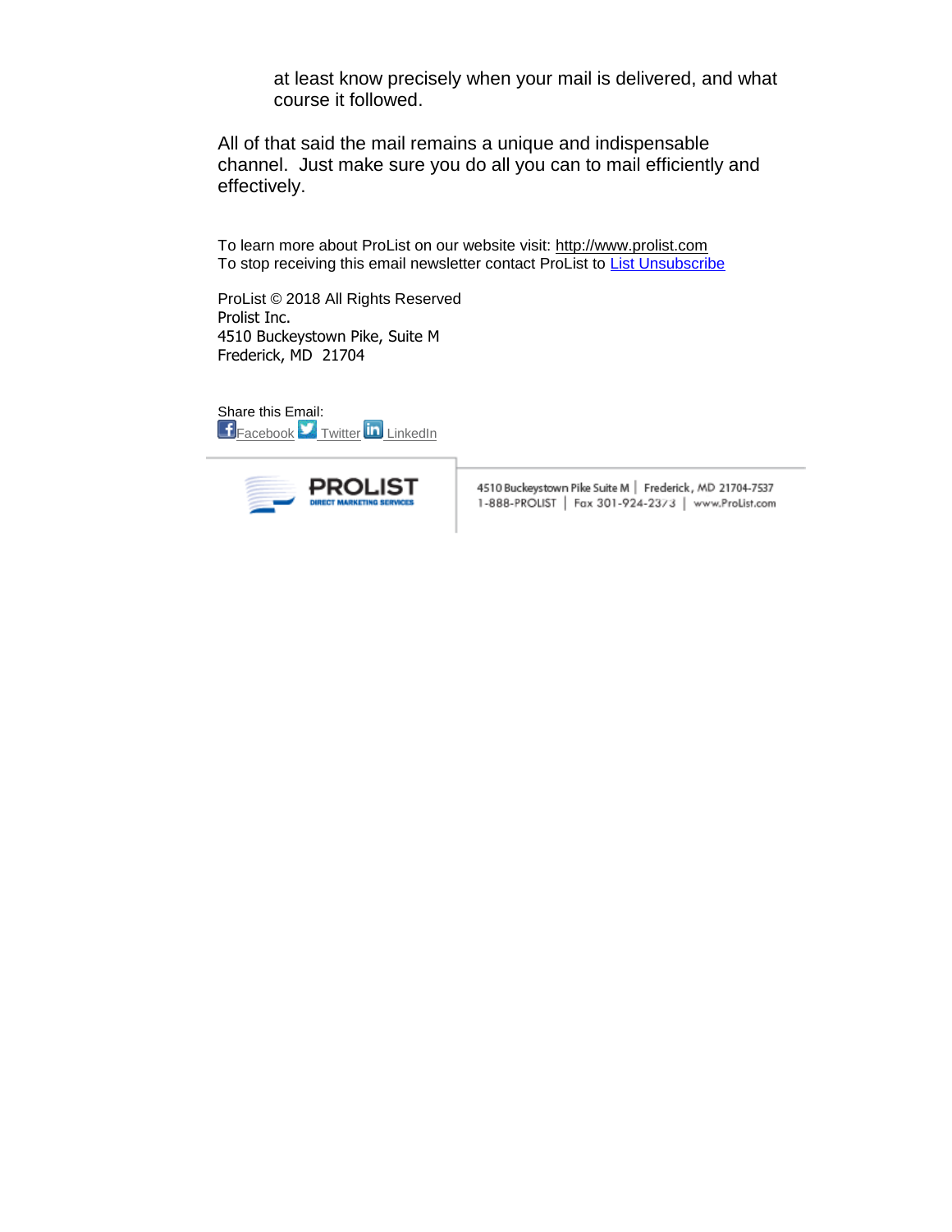at least know precisely when your mail is delivered, and what course it followed.

All of that said the mail remains a unique and indispensable channel. Just make sure you do all you can to mail efficiently and effectively.

To learn more about ProList on our website visit: http://www.prolist.com
To stop receiving this email newsletter contact ProList to List Unsubscribe

ProList © 2018 All Rights Reserved
Prolist Inc.
4510 Buckeystown Pike, Suite M
Frederick, MD 21704

Share this Email:
Facebook Twitter LinkedIn

PROLIST
DIRECT MARKETING SERVICES

4510 Buckeystown Pike Suite M | Frederick, MD 21704-7537
1-888-PROLIST | Fax 301-924-2373 | www.ProList.com